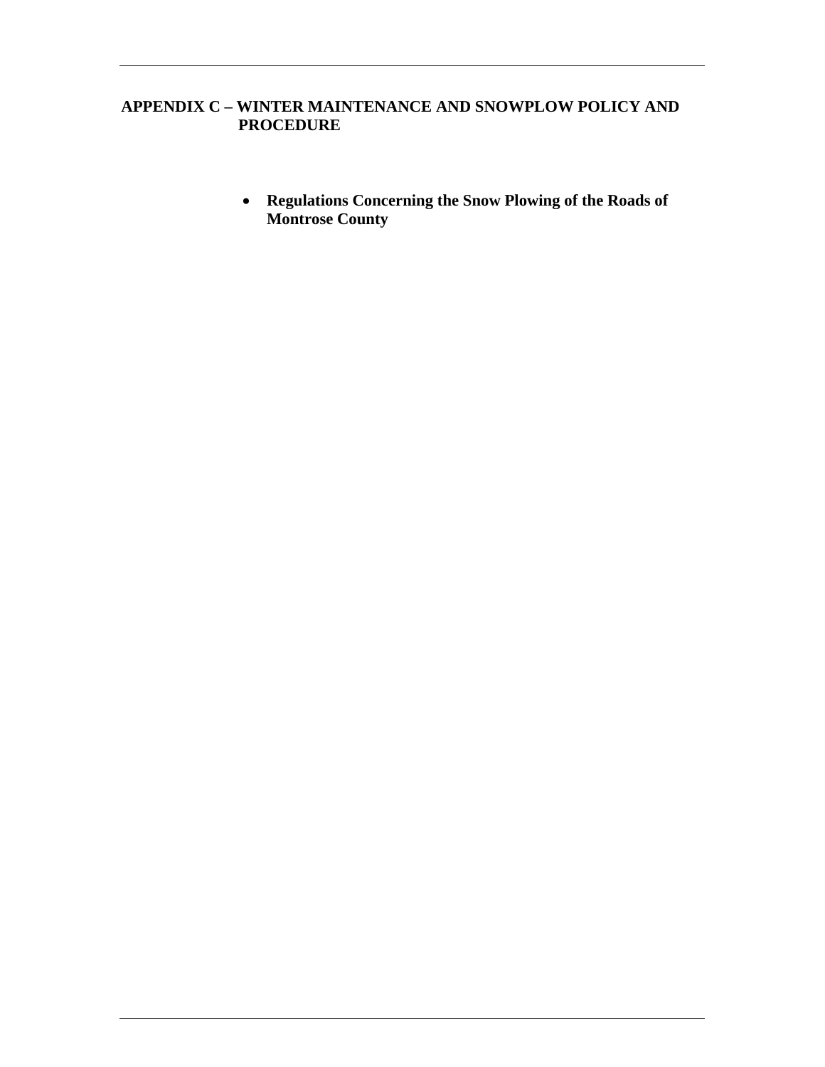# APPENDIX C – WINTER MAINTENANCE AND SNOWPLOW POLICY AND PROCEDURE

- **Regulations Concerning the Snow Plowing of the Roads of Montrose County**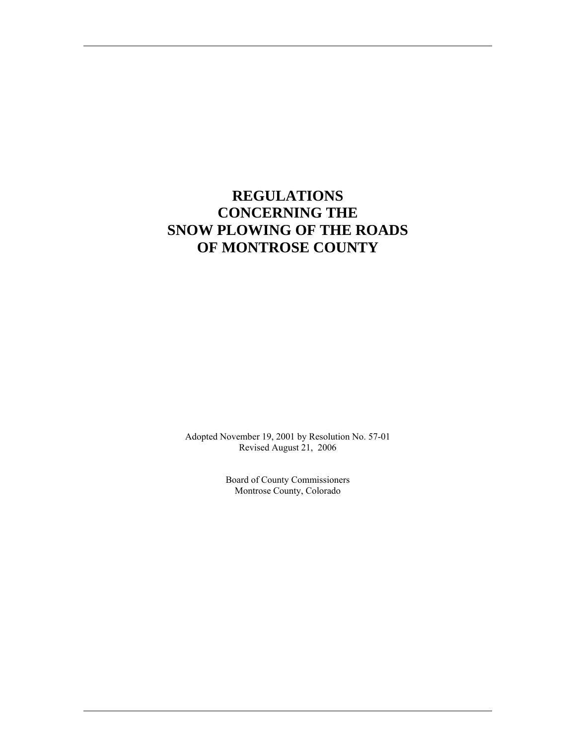# REGULATIONS CONCERNING THE SNOW PLOWING OF THE ROADS OF MONTROSE COUNTY

Adopted November 19, 2001 by Resolution No. 57-01
Revised August 21, 2006

Board of County Commissioners
Montrose County, Colorado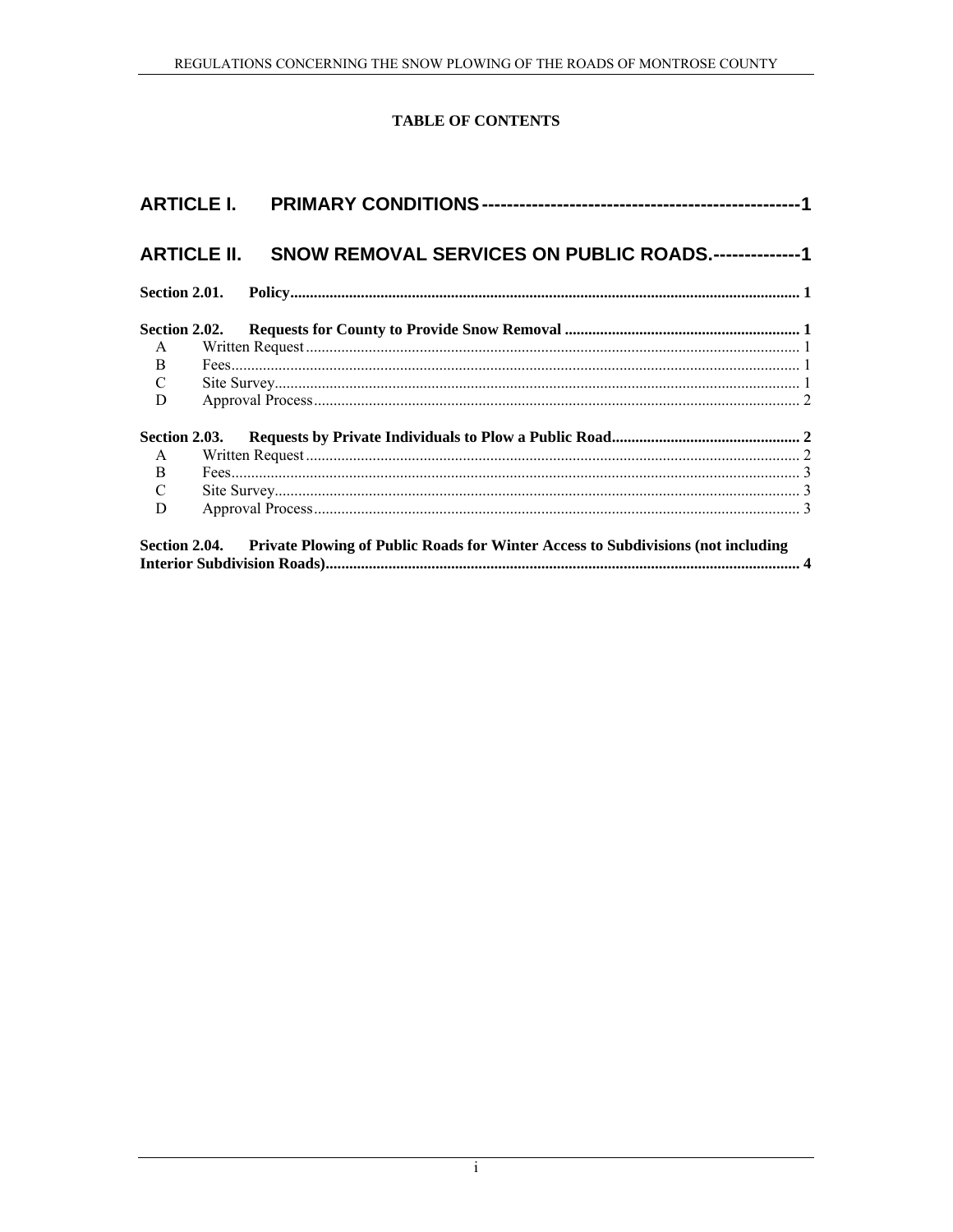**TABLE OF CONTENTS**

**ARTICLE I. PRIMARY CONDITIONS** ---------------------------------------------------1

**ARTICLE II. SNOW REMOVAL SERVICES ON PUBLIC ROADS.** --------------1

**Section 2.01. Policy**............................................................................................................................... 1

**Section 2.02. Requests for County to Provide Snow Removal** ........................................................... 1

A Written Request........................................................................................................................ 1

B Fees........................................................................................................................................... 1

C Site Survey................................................................................................................................. 1

D Approval Process....................................................................................................................... 2

**Section 2.03. Requests by Private Individuals to Plow a Public Road**................................................ 2

A Written Request........................................................................................................................ 2

B Fees........................................................................................................................................... 3

C Site Survey................................................................................................................................. 3

D Approval Process....................................................................................................................... 3

**Section 2.04. Private Plowing of Public Roads for Winter Access to Subdivisions (not including Interior Subdivision Roads)**........................................................................................................ 4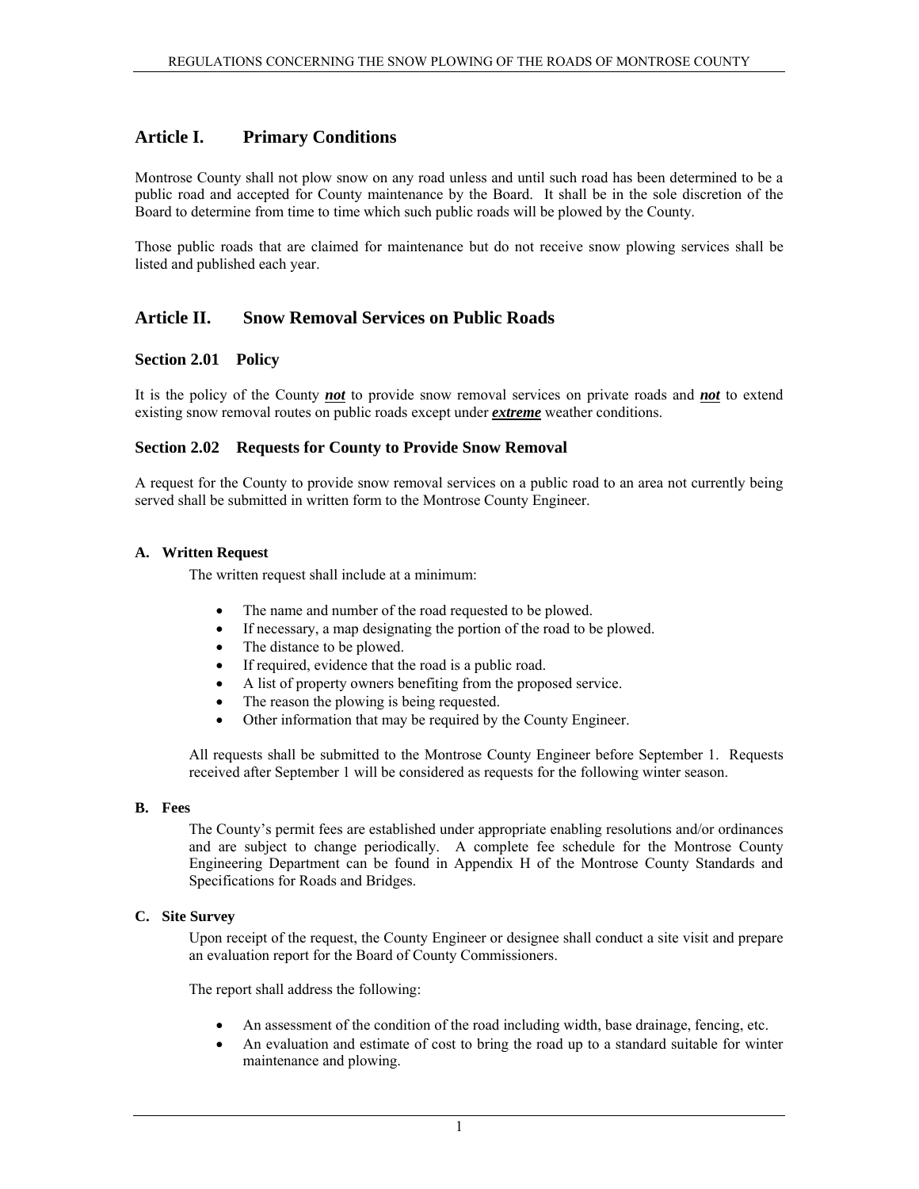## Article I. Primary Conditions

Montrose County shall not plow snow on any road unless and until such road has been determined to be a public road and accepted for County maintenance by the Board. It shall be in the sole discretion of the Board to determine from time to time which such public roads will be plowed by the County.

Those public roads that are claimed for maintenance but do not receive snow plowing services shall be listed and published each year.

## Article II. Snow Removal Services on Public Roads

### Section 2.01 Policy

It is the policy of the County ***not*** to provide snow removal services on private roads and ***not*** to extend existing snow removal routes on public roads except under ***extreme*** weather conditions.

### Section 2.02 Requests for County to Provide Snow Removal

A request for the County to provide snow removal services on a public road to an area not currently being served shall be submitted in written form to the Montrose County Engineer.

#### A. Written Request

The written request shall include at a minimum:

- The name and number of the road requested to be plowed.
- If necessary, a map designating the portion of the road to be plowed.
- The distance to be plowed.
- If required, evidence that the road is a public road.
- A list of property owners benefiting from the proposed service.
- The reason the plowing is being requested.
- Other information that may be required by the County Engineer.

All requests shall be submitted to the Montrose County Engineer before September 1. Requests received after September 1 will be considered as requests for the following winter season.

#### B. Fees

The County's permit fees are established under appropriate enabling resolutions and/or ordinances and are subject to change periodically. A complete fee schedule for the Montrose County Engineering Department can be found in Appendix H of the Montrose County Standards and Specifications for Roads and Bridges.

#### C. Site Survey

Upon receipt of the request, the County Engineer or designee shall conduct a site visit and prepare an evaluation report for the Board of County Commissioners.

The report shall address the following:

- An assessment of the condition of the road including width, base drainage, fencing, etc.
- An evaluation and estimate of cost to bring the road up to a standard suitable for winter maintenance and plowing.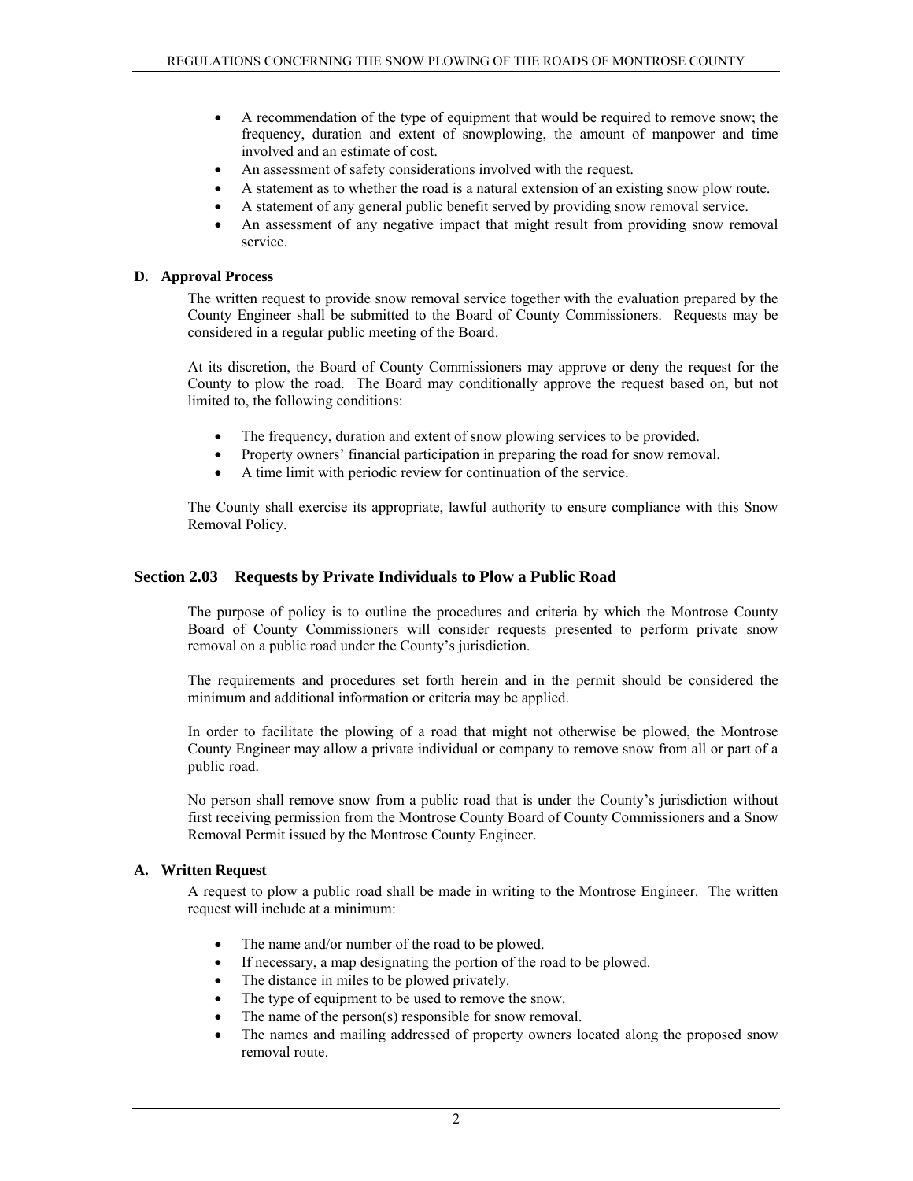- A recommendation of the type of equipment that would be required to remove snow; the frequency, duration and extent of snowplowing, the amount of manpower and time involved and an estimate of cost.
- An assessment of safety considerations involved with the request.
- A statement as to whether the road is a natural extension of an existing snow plow route.
- A statement of any general public benefit served by providing snow removal service.
- An assessment of any negative impact that might result from providing snow removal service.

### D. Approval Process

The written request to provide snow removal service together with the evaluation prepared by the County Engineer shall be submitted to the Board of County Commissioners. Requests may be considered in a regular public meeting of the Board.

At its discretion, the Board of County Commissioners may approve or deny the request for the County to plow the road. The Board may conditionally approve the request based on, but not limited to, the following conditions:

- The frequency, duration and extent of snow plowing services to be provided.
- Property owners' financial participation in preparing the road for snow removal.
- A time limit with periodic review for continuation of the service.

The County shall exercise its appropriate, lawful authority to ensure compliance with this Snow Removal Policy.

## Section 2.03 Requests by Private Individuals to Plow a Public Road

The purpose of policy is to outline the procedures and criteria by which the Montrose County Board of County Commissioners will consider requests presented to perform private snow removal on a public road under the County's jurisdiction.

The requirements and procedures set forth herein and in the permit should be considered the minimum and additional information or criteria may be applied.

In order to facilitate the plowing of a road that might not otherwise be plowed, the Montrose County Engineer may allow a private individual or company to remove snow from all or part of a public road.

No person shall remove snow from a public road that is under the County's jurisdiction without first receiving permission from the Montrose County Board of County Commissioners and a Snow Removal Permit issued by the Montrose County Engineer.

### A. Written Request

A request to plow a public road shall be made in writing to the Montrose Engineer. The written request will include at a minimum:

- The name and/or number of the road to be plowed.
- If necessary, a map designating the portion of the road to be plowed.
- The distance in miles to be plowed privately.
- The type of equipment to be used to remove the snow.
- The name of the person(s) responsible for snow removal.
- The names and mailing addressed of property owners located along the proposed snow removal route.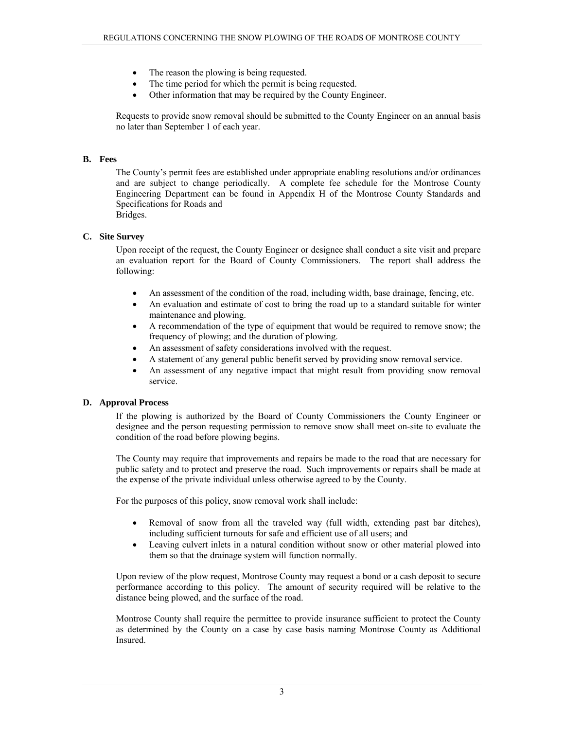- The reason the plowing is being requested.
- The time period for which the permit is being requested.
- Other information that may be required by the County Engineer.

Requests to provide snow removal should be submitted to the County Engineer on an annual basis no later than September 1 of each year.

### B. Fees

The County's permit fees are established under appropriate enabling resolutions and/or ordinances and are subject to change periodically. A complete fee schedule for the Montrose County Engineering Department can be found in Appendix H of the Montrose County Standards and Specifications for Roads and Bridges.

### C. Site Survey

Upon receipt of the request, the County Engineer or designee shall conduct a site visit and prepare an evaluation report for the Board of County Commissioners. The report shall address the following:

- An assessment of the condition of the road, including width, base drainage, fencing, etc.
- An evaluation and estimate of cost to bring the road up to a standard suitable for winter maintenance and plowing.
- A recommendation of the type of equipment that would be required to remove snow; the frequency of plowing; and the duration of plowing.
- An assessment of safety considerations involved with the request.
- A statement of any general public benefit served by providing snow removal service.
- An assessment of any negative impact that might result from providing snow removal service.

### D. Approval Process

If the plowing is authorized by the Board of County Commissioners the County Engineer or designee and the person requesting permission to remove snow shall meet on-site to evaluate the condition of the road before plowing begins.

The County may require that improvements and repairs be made to the road that are necessary for public safety and to protect and preserve the road. Such improvements or repairs shall be made at the expense of the private individual unless otherwise agreed to by the County.

For the purposes of this policy, snow removal work shall include:

- Removal of snow from all the traveled way (full width, extending past bar ditches), including sufficient turnouts for safe and efficient use of all users; and
- Leaving culvert inlets in a natural condition without snow or other material plowed into them so that the drainage system will function normally.

Upon review of the plow request, Montrose County may request a bond or a cash deposit to secure performance according to this policy. The amount of security required will be relative to the distance being plowed, and the surface of the road.

Montrose County shall require the permittee to provide insurance sufficient to protect the County as determined by the County on a case by case basis naming Montrose County as Additional Insured.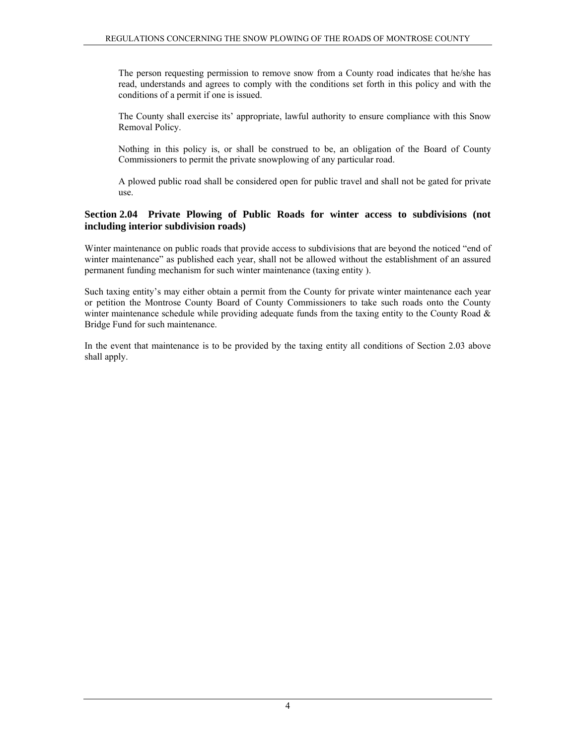The person requesting permission to remove snow from a County road indicates that he/she has read, understands and agrees to comply with the conditions set forth in this policy and with the conditions of a permit if one is issued.

The County shall exercise its' appropriate, lawful authority to ensure compliance with this Snow Removal Policy.

Nothing in this policy is, or shall be construed to be, an obligation of the Board of County Commissioners to permit the private snowplowing of any particular road.

A plowed public road shall be considered open for public travel and shall not be gated for private use.

### Section 2.04 Private Plowing of Public Roads for winter access to subdivisions (not including interior subdivision roads)

Winter maintenance on public roads that provide access to subdivisions that are beyond the noticed "end of winter maintenance" as published each year, shall not be allowed without the establishment of an assured permanent funding mechanism for such winter maintenance (taxing entity ).

Such taxing entity's may either obtain a permit from the County for private winter maintenance each year or petition the Montrose County Board of County Commissioners to take such roads onto the County winter maintenance schedule while providing adequate funds from the taxing entity to the County Road & Bridge Fund for such maintenance.

In the event that maintenance is to be provided by the taxing entity all conditions of Section 2.03 above shall apply.